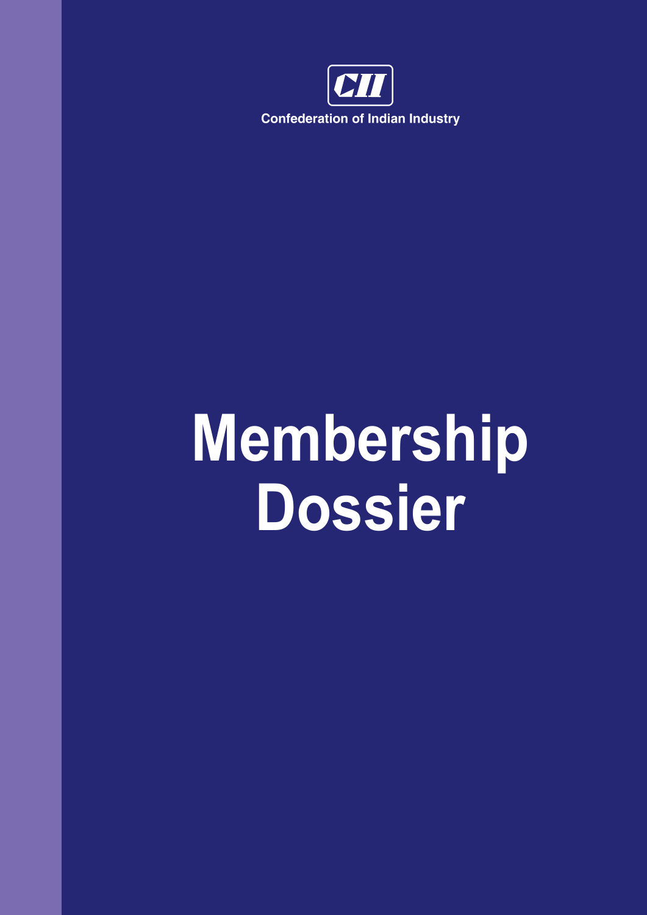CII

Confederation of Indian Industry

# Membership Dossier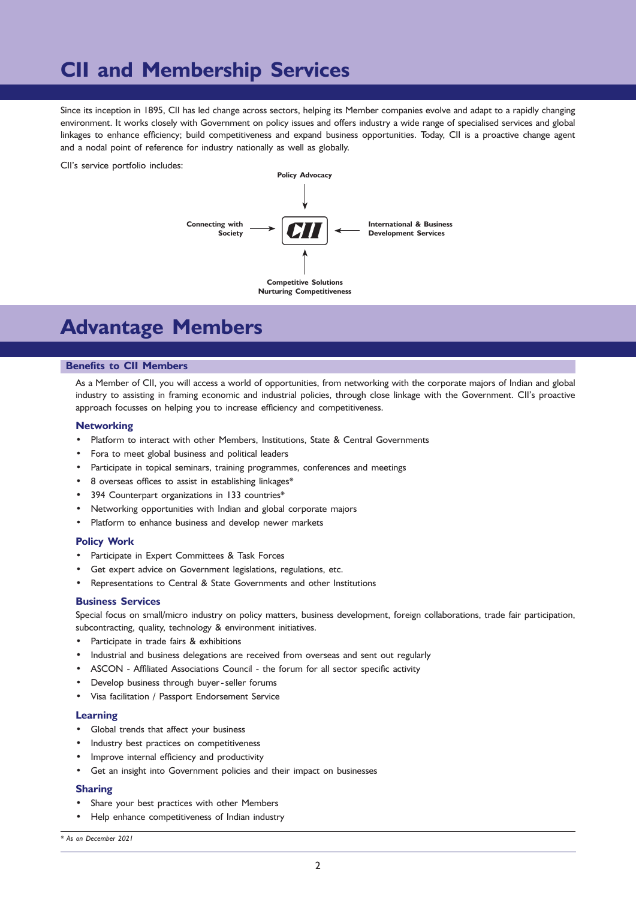# CII and Membership Services

Since its inception in 1895, CII has led change across sectors, helping its Member companies evolve and adapt to a rapidly changing environment. It works closely with Government on policy issues and offers industry a wide range of specialised services and global linkages to enhance efficiency; build competitiveness and expand business opportunities. Today, CII is a proactive change agent and a nodal point of reference for industry nationally as well as globally.

CII's service portfolio includes:

Policy Advocacy

Connecting with Society

CII

International & Business Development Services

Competitive Solutions Nurturing Competitiveness

# Advantage Members

## Benefits to CII Members

As a Member of CII, you will access a world of opportunities, from networking with the corporate majors of Indian and global industry to assisting in framing economic and industrial policies, through close linkage with the Government. CII's proactive approach focusses on helping you to increase efficiency and competitiveness.

### Networking

- Platform to interact with other Members, Institutions, State & Central Governments
- Fora to meet global business and political leaders
- Participate in topical seminars, training programmes, conferences and meetings
- 8 overseas offices to assist in establishing linkages*
- 394 Counterpart organizations in 133 countries*
- Networking opportunities with Indian and global corporate majors
- Platform to enhance business and develop newer markets

### Policy Work

- Participate in Expert Committees & Task Forces
- Get expert advice on Government legislations, regulations, etc.
- Representations to Central & State Governments and other Institutions

### Business Services

Special focus on small/micro industry on policy matters, business development, foreign collaborations, trade fair participation, subcontracting, quality, technology & environment initiatives.

- Participate in trade fairs & exhibitions
- Industrial and business delegations are received from overseas and sent out regularly
- ASCON - Affiliated Associations Council - the forum for all sector specific activity
- Develop business through buyer-seller forums
- Visa facilitation / Passport Endorsement Service

### Learning

- Global trends that affect your business
- Industry best practices on competitiveness
- Improve internal efficiency and productivity
- Get an insight into Government policies and their impact on businesses

### Sharing

- Share your best practices with other Members
- Help enhance competitiveness of Indian industry

*\* As on December 2021*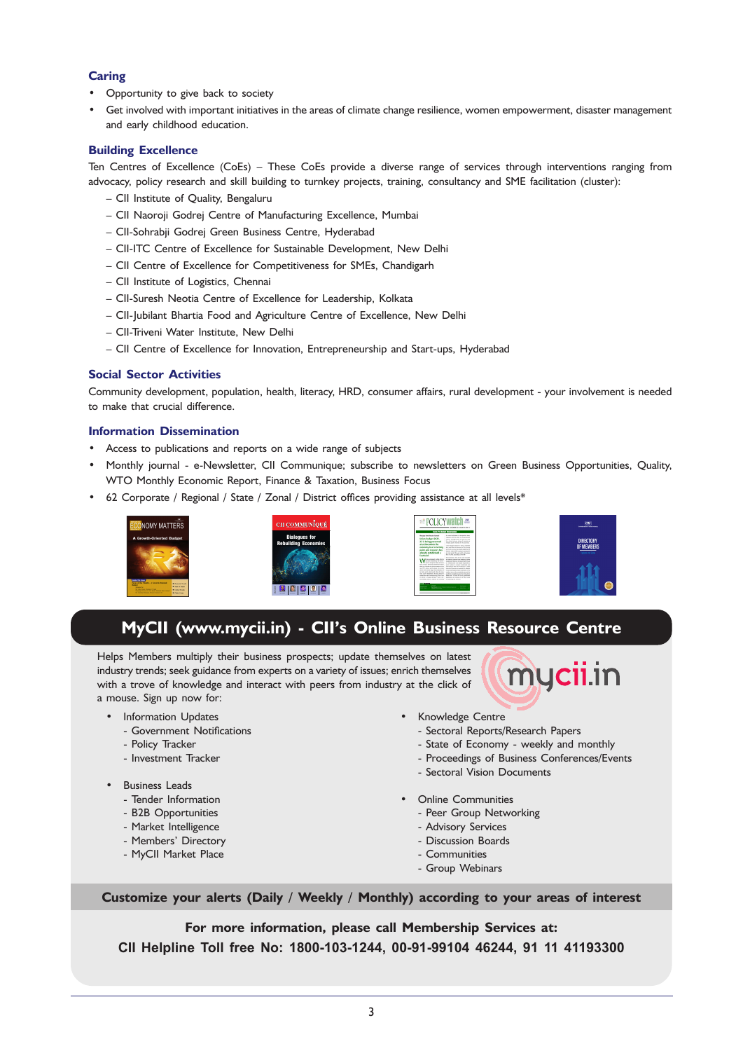## Caring

- Opportunity to give back to society
- Get involved with important initiatives in the areas of climate change resilience, women empowerment, disaster management and early childhood education.

## Building Excellence

Ten Centres of Excellence (CoEs) – These CoEs provide a diverse range of services through interventions ranging from advocacy, policy research and skill building to turnkey projects, training, consultancy and SME facilitation (cluster):

- – CII Institute of Quality, Bengaluru
- – CII Naoroji Godrej Centre of Manufacturing Excellence, Mumbai
- – CII-Sohrabji Godrej Green Business Centre, Hyderabad
- – CII-ITC Centre of Excellence for Sustainable Development, New Delhi
- – CII Centre of Excellence for Competitiveness for SMEs, Chandigarh
- – CII Institute of Logistics, Chennai
- – CII-Suresh Neotia Centre of Excellence for Leadership, Kolkata
- – CII-Jubilant Bhartia Food and Agriculture Centre of Excellence, New Delhi
- – CII-Triveni Water Institute, New Delhi
- – CII Centre of Excellence for Innovation, Entrepreneurship and Start-ups, Hyderabad

## Social Sector Activities

Community development, population, health, literacy, HRD, consumer affairs, rural development - your involvement is needed to make that crucial difference.

## Information Dissemination

- Access to publications and reports on a wide range of subjects
- Monthly journal - e-Newsletter, CII Communique; subscribe to newsletters on Green Business Opportunities, Quality, WTO Monthly Economic Report, Finance & Taxation, Business Focus
- 62 Corporate / Regional / State / Zonal / District offices providing assistance at all levels*

## MyCII (www.mycii.in) - CII's Online Business Resource Centre

Helps Members multiply their business prospects; update themselves on latest industry trends; seek guidance from experts on a variety of issues; enrich themselves with a trove of knowledge and interact with peers from industry at the click of a mouse. Sign up now for:

- Information Updates
  - Government Notifications
  - Policy Tracker
  - Investment Tracker
- Business Leads
  - Tender Information
  - B2B Opportunities
  - Market Intelligence
  - Members' Directory
  - MyCII Market Place
- Knowledge Centre
  - Sectoral Reports/Research Papers
  - State of Economy - weekly and monthly
  - Proceedings of Business Conferences/Events
  - Sectoral Vision Documents
- Online Communities
  - Peer Group Networking
  - Advisory Services
  - Discussion Boards
  - Communities
  - Group Webinars

**Customize your alerts (Daily / Weekly / Monthly) according to your areas of interest**

**For more information, please call Membership Services at:**

**CII Helpline Toll free No: 1800-103-1244, 00-91-99104 46244, 91 11 41193300**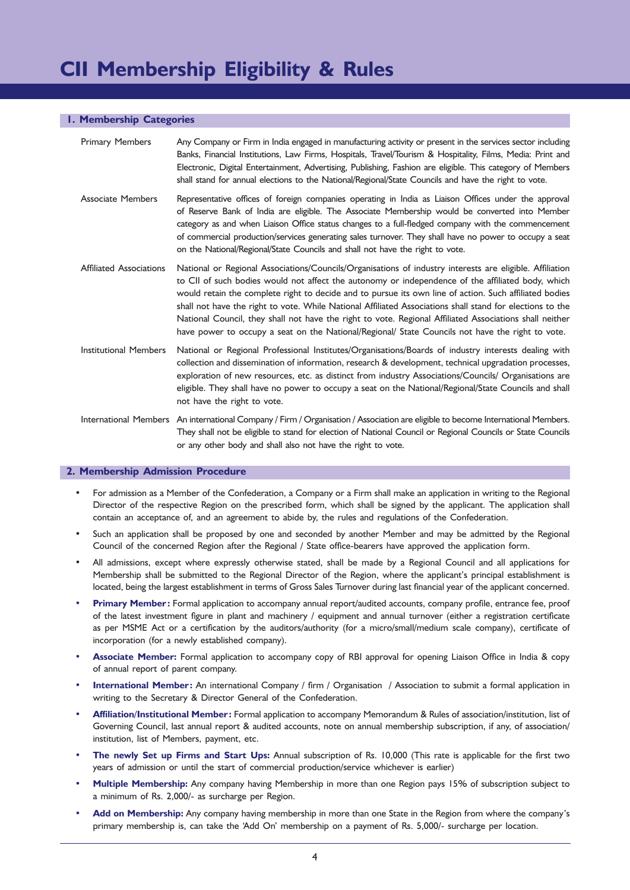# CII Membership Eligibility & Rules

## 1. Membership Categories

| | |
|---|---|
| Primary Members | Any Company or Firm in India engaged in manufacturing activity or present in the services sector including Banks, Financial Institutions, Law Firms, Hospitals, Travel/Tourism & Hospitality, Films, Media: Print and Electronic, Digital Entertainment, Advertising, Publishing, Fashion are eligible. This category of Members shall stand for annual elections to the National/Regional/State Councils and have the right to vote. |
| Associate Members | Representative offices of foreign companies operating in India as Liaison Offices under the approval of Reserve Bank of India are eligible. The Associate Membership would be converted into Member category as and when Liaison Office status changes to a full-fledged company with the commencement of commercial production/services generating sales turnover. They shall have no power to occupy a seat on the National/Regional/State Councils and shall not have the right to vote. |
| Affiliated Associations | National or Regional Associations/Councils/Organisations of industry interests are eligible. Affiliation to CII of such bodies would not affect the autonomy or independence of the affiliated body, which would retain the complete right to decide and to pursue its own line of action. Such affiliated bodies shall not have the right to vote. While National Affiliated Associations shall stand for elections to the National Council, they shall not have the right to vote. Regional Affiliated Associations shall neither have power to occupy a seat on the National/Regional/ State Councils not have the right to vote. |
| Institutional Members | National or Regional Professional Institutes/Organisations/Boards of industry interests dealing with collection and dissemination of information, research & development, technical upgradation processes, exploration of new resources, etc. as distinct from industry Associations/Councils/ Organisations are eligible. They shall have no power to occupy a seat on the National/Regional/State Councils and shall not have the right to vote. |
| International Members | An international Company / Firm / Organisation / Association are eligible to become International Members. They shall not be eligible to stand for election of National Council or Regional Councils or State Councils or any other body and shall also not have the right to vote. |

## 2. Membership Admission Procedure

- For admission as a Member of the Confederation, a Company or a Firm shall make an application in writing to the Regional Director of the respective Region on the prescribed form, which shall be signed by the applicant. The application shall contain an acceptance of, and an agreement to abide by, the rules and regulations of the Confederation.
- Such an application shall be proposed by one and seconded by another Member and may be admitted by the Regional Council of the concerned Region after the Regional / State office-bearers have approved the application form.
- All admissions, except where expressly otherwise stated, shall be made by a Regional Council and all applications for Membership shall be submitted to the Regional Director of the Region, where the applicant's principal establishment is located, being the largest establishment in terms of Gross Sales Turnover during last financial year of the applicant concerned.
- **Primary Member:** Formal application to accompany annual report/audited accounts, company profile, entrance fee, proof of the latest investment figure in plant and machinery / equipment and annual turnover (either a registration certificate as per MSME Act or a certification by the auditors/authority (for a micro/small/medium scale company), certificate of incorporation (for a newly established company).
- **Associate Member:** Formal application to accompany copy of RBI approval for opening Liaison Office in India & copy of annual report of parent company.
- **International Member:** An international Company / firm / Organisation / Association to submit a formal application in writing to the Secretary & Director General of the Confederation.
- **Affiliation/Institutional Member:** Formal application to accompany Memorandum & Rules of association/institution, list of Governing Council, last annual report & audited accounts, note on annual membership subscription, if any, of association/ institution, list of Members, payment, etc.
- **The newly Set up Firms and Start Ups:** Annual subscription of Rs. 10,000 (This rate is applicable for the first two years of admission or until the start of commercial production/service whichever is earlier)
- **Multiple Membership:** Any company having Membership in more than one Region pays 15% of subscription subject to a minimum of Rs. 2,000/- as surcharge per Region.
- **Add on Membership:** Any company having membership in more than one State in the Region from where the company's primary membership is, can take the 'Add On' membership on a payment of Rs. 5,000/- surcharge per location.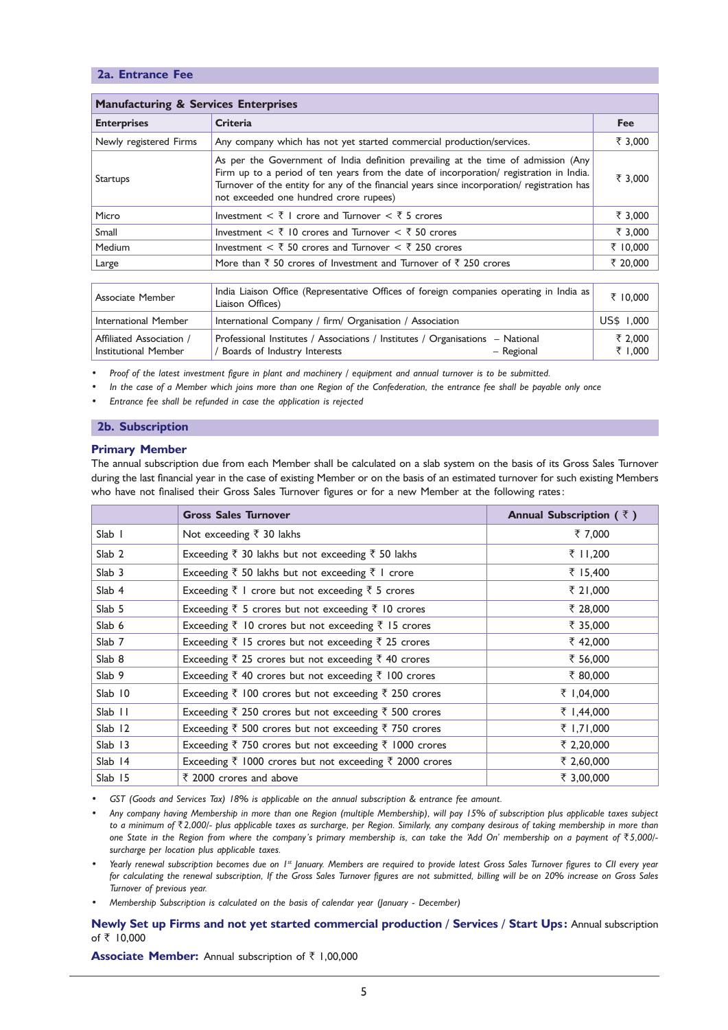## 2a. Entrance Fee

| Manufacturing & Services Enterprises | | |
|---|---|---|
| **Enterprises** | **Criteria** | **Fee** |
| Newly registered Firms | Any company which has not yet started commercial production/services. | ₹ 3,000 |
| Startups | As per the Government of India definition prevailing at the time of admission (Any Firm up to a period of ten years from the date of incorporation/ registration in India. Turnover of the entity for any of the financial years since incorporation/ registration has not exceeded one hundred crore rupees) | ₹ 3,000 |
| Micro | Investment < ₹ 1 crore and Turnover < ₹ 5 crores | ₹ 3,000 |
| Small | Investment < ₹ 10 crores and Turnover < ₹ 50 crores | ₹ 3,000 |
| Medium | Investment < ₹ 50 crores and Turnover < ₹ 250 crores | ₹ 10,000 |
| Large | More than ₹ 50 crores of Investment and Turnover of ₹ 250 crores | ₹ 20,000 |

| | | |
|---|---|---|
| Associate Member | India Liaison Office (Representative Offices of foreign companies operating in India as Liaison Offices) | ₹ 10,000 |
| International Member | International Company / firm/ Organisation / Association | US$ 1,000 |
| Affiliated Association / Institutional Member | Professional Institutes / Associations / Institutes / Organisations / Boards of Industry Interests – National – Regional | ₹ 2,000 ₹ 1,000 |

- *Proof of the latest investment figure in plant and machinery / equipment and annual turnover is to be submitted.*
- *In the case of a Member which joins more than one Region of the Confederation, the entrance fee shall be payable only once*
- *Entrance fee shall be refunded in case the application is rejected*

## 2b. Subscription

### Primary Member

The annual subscription due from each Member shall be calculated on a slab system on the basis of its Gross Sales Turnover during the last financial year in the case of existing Member or on the basis of an estimated turnover for such existing Members who have not finalised their Gross Sales Turnover figures or for a new Member at the following rates:

| | Gross Sales Turnover | Annual Subscription ( ₹ ) |
|---|---|---|
| Slab 1 | Not exceeding ₹ 30 lakhs | ₹ 7,000 |
| Slab 2 | Exceeding ₹ 30 lakhs but not exceeding ₹ 50 lakhs | ₹ 11,200 |
| Slab 3 | Exceeding ₹ 50 lakhs but not exceeding ₹ 1 crore | ₹ 15,400 |
| Slab 4 | Exceeding ₹ 1 crore but not exceeding ₹ 5 crores | ₹ 21,000 |
| Slab 5 | Exceeding ₹ 5 crores but not exceeding ₹ 10 crores | ₹ 28,000 |
| Slab 6 | Exceeding ₹ 10 crores but not exceeding ₹ 15 crores | ₹ 35,000 |
| Slab 7 | Exceeding ₹ 15 crores but not exceeding ₹ 25 crores | ₹ 42,000 |
| Slab 8 | Exceeding ₹ 25 crores but not exceeding ₹ 40 crores | ₹ 56,000 |
| Slab 9 | Exceeding ₹ 40 crores but not exceeding ₹ 100 crores | ₹ 80,000 |
| Slab 10 | Exceeding ₹ 100 crores but not exceeding ₹ 250 crores | ₹ 1,04,000 |
| Slab 11 | Exceeding ₹ 250 crores but not exceeding ₹ 500 crores | ₹ 1,44,000 |
| Slab 12 | Exceeding ₹ 500 crores but not exceeding ₹ 750 crores | ₹ 1,71,000 |
| Slab 13 | Exceeding ₹ 750 crores but not exceeding ₹ 1000 crores | ₹ 2,20,000 |
| Slab 14 | Exceeding ₹ 1000 crores but not exceeding ₹ 2000 crores | ₹ 2,60,000 |
| Slab 15 | ₹ 2000 crores and above | ₹ 3,00,000 |

- *GST (Goods and Services Tax) 18% is applicable on the annual subscription & entrance fee amount.*
- *Any company having Membership in more than one Region (multiple Membership), will pay 15% of subscription plus applicable taxes subject to a minimum of ₹2,000/- plus applicable taxes as surcharge, per Region. Similarly, any company desirous of taking membership in more than one State in the Region from where the company's primary membership is, can take the 'Add On' membership on a payment of ₹5,000/- surcharge per location plus applicable taxes.*
- *Yearly renewal subscription becomes due on 1st January. Members are required to provide latest Gross Sales Turnover figures to CII every year for calculating the renewal subscription, If the Gross Sales Turnover figures are not submitted, billing will be on 20% increase on Gross Sales Turnover of previous year.*
- *Membership Subscription is calculated on the basis of calendar year (January - December)*

**Newly Set up Firms and not yet started commercial production / Services / Start Ups:** Annual subscription of ₹ 10,000

**Associate Member:** Annual subscription of ₹ 1,00,000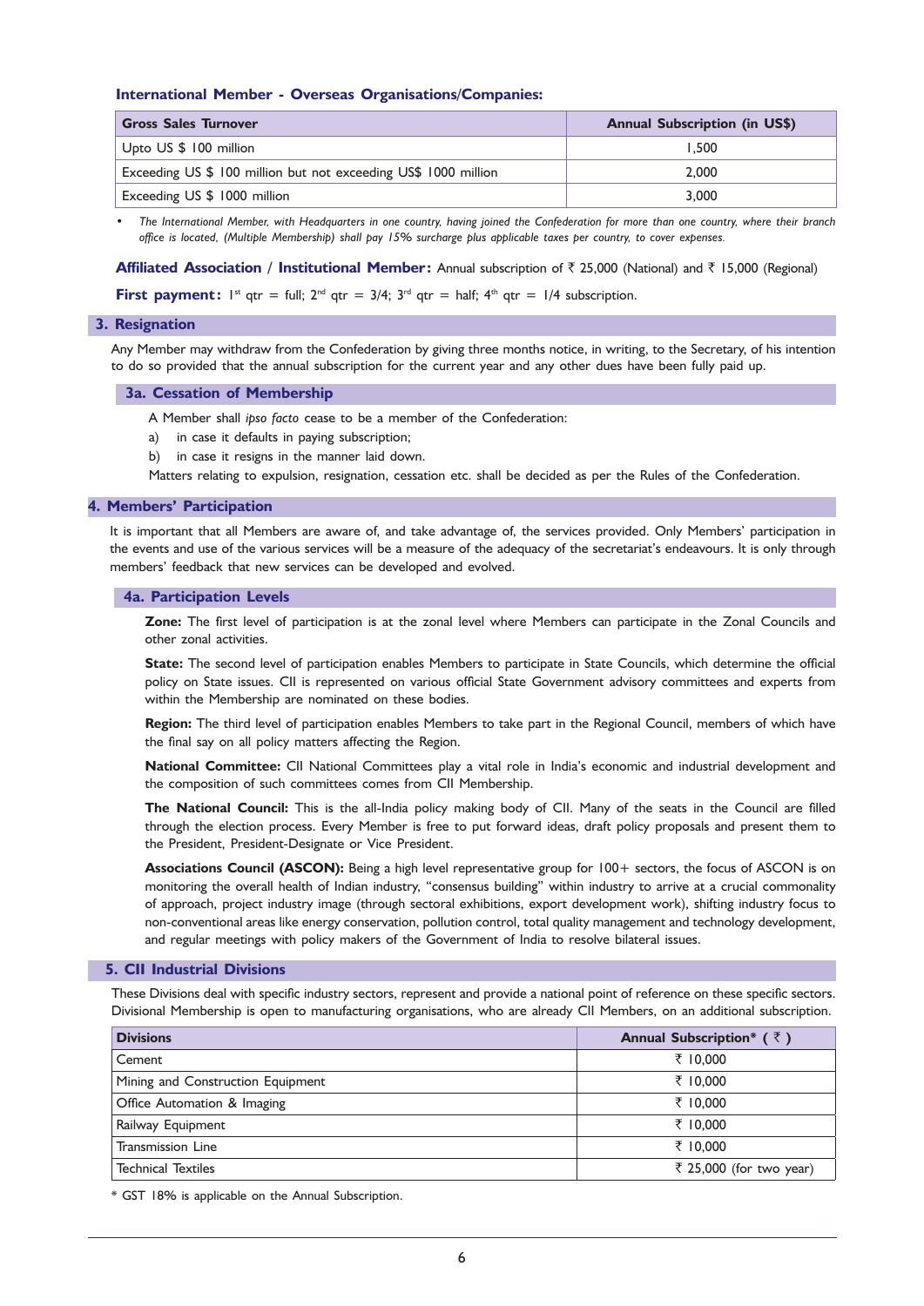### International Member - Overseas Organisations/Companies:

| Gross Sales Turnover | Annual Subscription (in US$) |
|---|---|
| Upto US $ 100 million | 1,500 |
| Exceeding US $ 100 million but not exceeding US$ 1000 million | 2,000 |
| Exceeding US $ 1000 million | 3,000 |

- *The International Member, with Headquarters in one country, having joined the Confederation for more than one country, where their branch office is located, (Multiple Membership) shall pay 15% surcharge plus applicable taxes per country, to cover expenses.*

**Affiliated Association / Institutional Member:** Annual subscription of ₹ 25,000 (National) and ₹ 15,000 (Regional)

**First payment:** 1st qtr = full; 2nd qtr = 3/4; 3rd qtr = half; 4th qtr = 1/4 subscription.

## 3. Resignation

Any Member may withdraw from the Confederation by giving three months notice, in writing, to the Secretary, of his intention to do so provided that the annual subscription for the current year and any other dues have been fully paid up.

### 3a. Cessation of Membership

A Member shall *ipso facto* cease to be a member of the Confederation:

a) in case it defaults in paying subscription;

b) in case it resigns in the manner laid down.

Matters relating to expulsion, resignation, cessation etc. shall be decided as per the Rules of the Confederation.

## 4. Members' Participation

It is important that all Members are aware of, and take advantage of, the services provided. Only Members' participation in the events and use of the various services will be a measure of the adequacy of the secretariat's endeavours. It is only through members' feedback that new services can be developed and evolved.

### 4a. Participation Levels

**Zone:** The first level of participation is at the zonal level where Members can participate in the Zonal Councils and other zonal activities.

**State:** The second level of participation enables Members to participate in State Councils, which determine the official policy on State issues. CII is represented on various official State Government advisory committees and experts from within the Membership are nominated on these bodies.

**Region:** The third level of participation enables Members to take part in the Regional Council, members of which have the final say on all policy matters affecting the Region.

**National Committee:** CII National Committees play a vital role in India's economic and industrial development and the composition of such committees comes from CII Membership.

**The National Council:** This is the all-India policy making body of CII. Many of the seats in the Council are filled through the election process. Every Member is free to put forward ideas, draft policy proposals and present them to the President, President-Designate or Vice President.

**Associations Council (ASCON):** Being a high level representative group for 100+ sectors, the focus of ASCON is on monitoring the overall health of Indian industry, "consensus building" within industry to arrive at a crucial commonality of approach, project industry image (through sectoral exhibitions, export development work), shifting industry focus to non-conventional areas like energy conservation, pollution control, total quality management and technology development, and regular meetings with policy makers of the Government of India to resolve bilateral issues.

## 5. CII Industrial Divisions

These Divisions deal with specific industry sectors, represent and provide a national point of reference on these specific sectors. Divisional Membership is open to manufacturing organisations, who are already CII Members, on an additional subscription.

| Divisions | Annual Subscription* ( ₹ ) |
|---|---|
| Cement | ₹ 10,000 |
| Mining and Construction Equipment | ₹ 10,000 |
| Office Automation & Imaging | ₹ 10,000 |
| Railway Equipment | ₹ 10,000 |
| Transmission Line | ₹ 10,000 |
| Technical Textiles | ₹ 25,000 (for two year) |

* GST 18% is applicable on the Annual Subscription.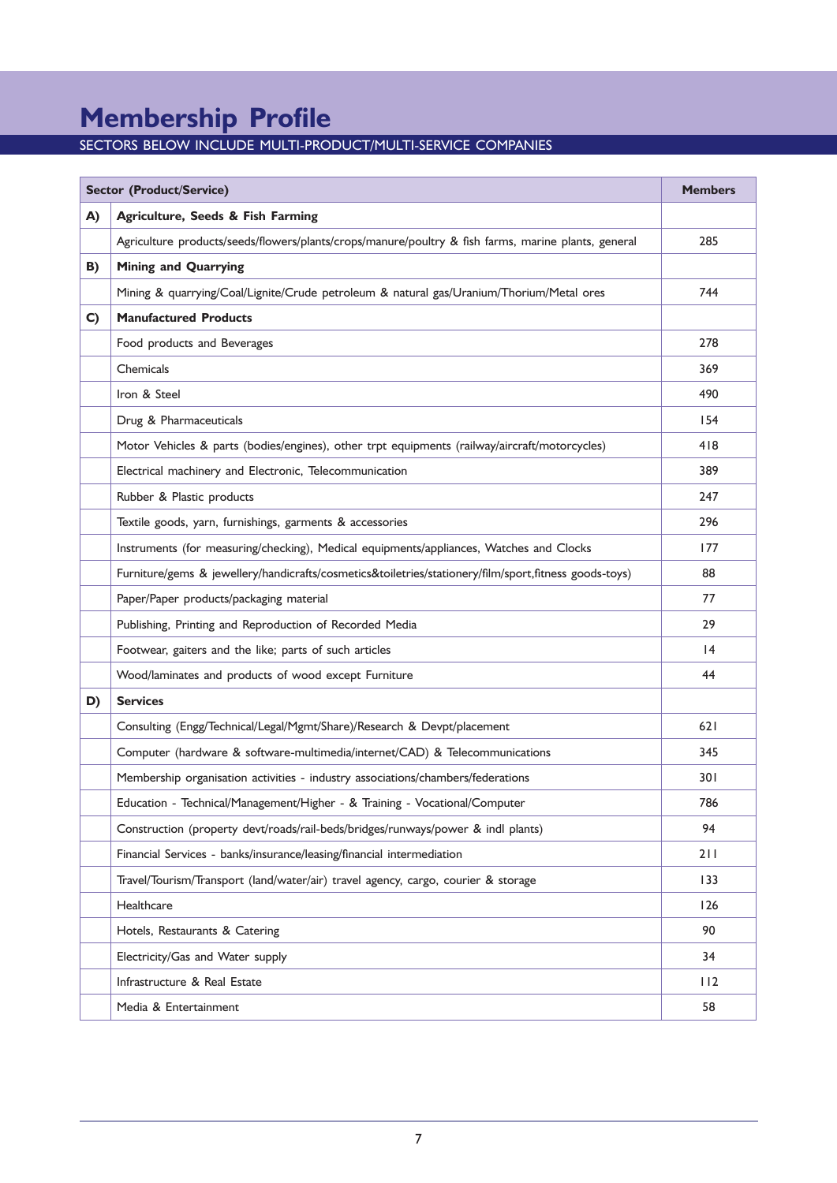# Membership Profile

SECTORS BELOW INCLUDE MULTI-PRODUCT/MULTI-SERVICE COMPANIES

| Sector (Product/Service) | | Members |
|---|---|---|
| **A)** | **Agriculture, Seeds & Fish Farming** | |
| | Agriculture products/seeds/flowers/plants/crops/manure/poultry & fish farms, marine plants, general | 285 |
| **B)** | **Mining and Quarrying** | |
| | Mining & quarrying/Coal/Lignite/Crude petroleum & natural gas/Uranium/Thorium/Metal ores | 744 |
| **C)** | **Manufactured Products** | |
| | Food products and Beverages | 278 |
| | Chemicals | 369 |
| | Iron & Steel | 490 |
| | Drug & Pharmaceuticals | 154 |
| | Motor Vehicles & parts (bodies/engines), other trpt equipments (railway/aircraft/motorcycles) | 418 |
| | Electrical machinery and Electronic, Telecommunication | 389 |
| | Rubber & Plastic products | 247 |
| | Textile goods, yarn, furnishings, garments & accessories | 296 |
| | Instruments (for measuring/checking), Medical equipments/appliances, Watches and Clocks | 177 |
| | Furniture/gems & jewellery/handicrafts/cosmetics&toiletries/stationery/film/sport,fitness goods-toys) | 88 |
| | Paper/Paper products/packaging material | 77 |
| | Publishing, Printing and Reproduction of Recorded Media | 29 |
| | Footwear, gaiters and the like; parts of such articles | 14 |
| | Wood/laminates and products of wood except Furniture | 44 |
| **D)** | **Services** | |
| | Consulting (Engg/Technical/Legal/Mgmt/Share)/Research & Devpt/placement | 621 |
| | Computer (hardware & software-multimedia/internet/CAD) & Telecommunications | 345 |
| | Membership organisation activities - industry associations/chambers/federations | 301 |
| | Education - Technical/Management/Higher - & Training - Vocational/Computer | 786 |
| | Construction (property devt/roads/rail-beds/bridges/runways/power & indl plants) | 94 |
| | Financial Services - banks/insurance/leasing/financial intermediation | 211 |
| | Travel/Tourism/Transport (land/water/air) travel agency, cargo, courier & storage | 133 |
| | Healthcare | 126 |
| | Hotels, Restaurants & Catering | 90 |
| | Electricity/Gas and Water supply | 34 |
| | Infrastructure & Real Estate | 112 |
| | Media & Entertainment | 58 |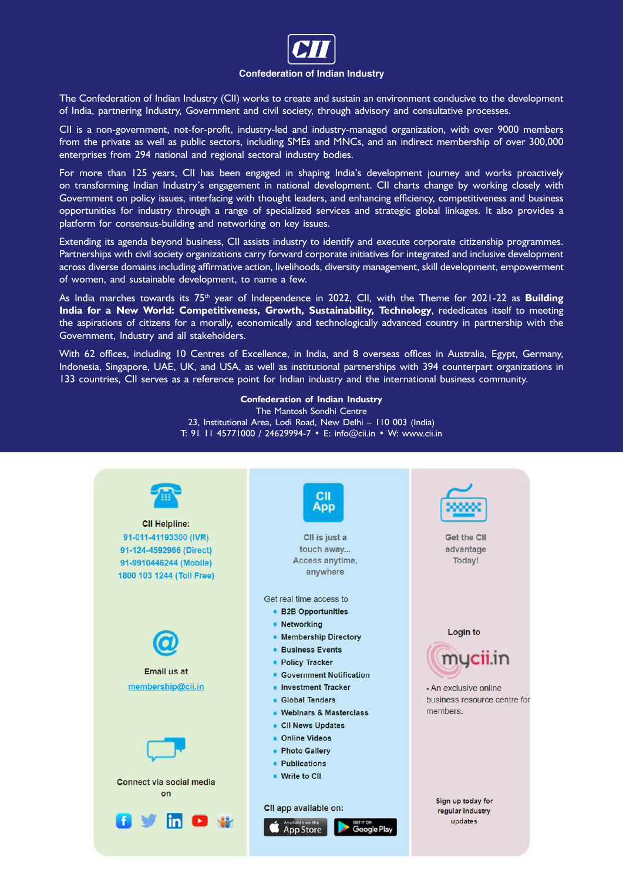# CII

**Confederation of Indian Industry**

The Confederation of Indian Industry (CII) works to create and sustain an environment conducive to the development of India, partnering Industry, Government and civil society, through advisory and consultative processes.

CII is a non-government, not-for-profit, industry-led and industry-managed organization, with over 9000 members from the private as well as public sectors, including SMEs and MNCs, and an indirect membership of over 300,000 enterprises from 294 national and regional sectoral industry bodies.

For more than 125 years, CII has been engaged in shaping India's development journey and works proactively on transforming Indian Industry's engagement in national development. CII charts change by working closely with Government on policy issues, interfacing with thought leaders, and enhancing efficiency, competitiveness and business opportunities for industry through a range of specialized services and strategic global linkages. It also provides a platform for consensus-building and networking on key issues.

Extending its agenda beyond business, CII assists industry to identify and execute corporate citizenship programmes. Partnerships with civil society organizations carry forward corporate initiatives for integrated and inclusive development across diverse domains including affirmative action, livelihoods, diversity management, skill development, empowerment of women, and sustainable development, to name a few.

As India marches towards its 75th year of Independence in 2022, CII, with the Theme for 2021-22 as **Building India for a New World: Competitiveness, Growth, Sustainability, Technology**, rededicates itself to meeting the aspirations of citizens for a morally, economically and technologically advanced country in partnership with the Government, Industry and all stakeholders.

With 62 offices, including 10 Centres of Excellence, in India, and 8 overseas offices in Australia, Egypt, Germany, Indonesia, Singapore, UAE, UK, and USA, as well as institutional partnerships with 394 counterpart organizations in 133 countries, CII serves as a reference point for Indian industry and the international business community.

**Confederation of Indian Industry**
The Mantosh Sondhi Centre
23, Institutional Area, Lodi Road, New Delhi – 110 003 (India)
T: 91 11 45771000 / 24629994-7 • E: info@cii.in • W: www.cii.in

**CII Helpline:**
91-011-41193300 (IVR)
91-124-4592966 (Direct)
91-9910446244 (Mobile)
1800 103 1244 (Toll Free)

Email us at
membership@cii.in

Connect via social media on

CII App

CII is just a touch away... Access anytime, anywhere

Get real time access to
- B2B Opportunities
- Networking
- Membership Directory
- Business Events
- Policy Tracker
- Government Notification
- Investment Tracker
- Global Tenders
- Webinars & Masterclass
- CII News Updates
- Online Videos
- Photo Gallery
- Publications
- Write to CII

CII app available on:
App Store | Google Play

Get the CII advantage Today!

Login to
mycii.in
- An exclusive online business resource centre for members.

Sign up today for regular industry updates